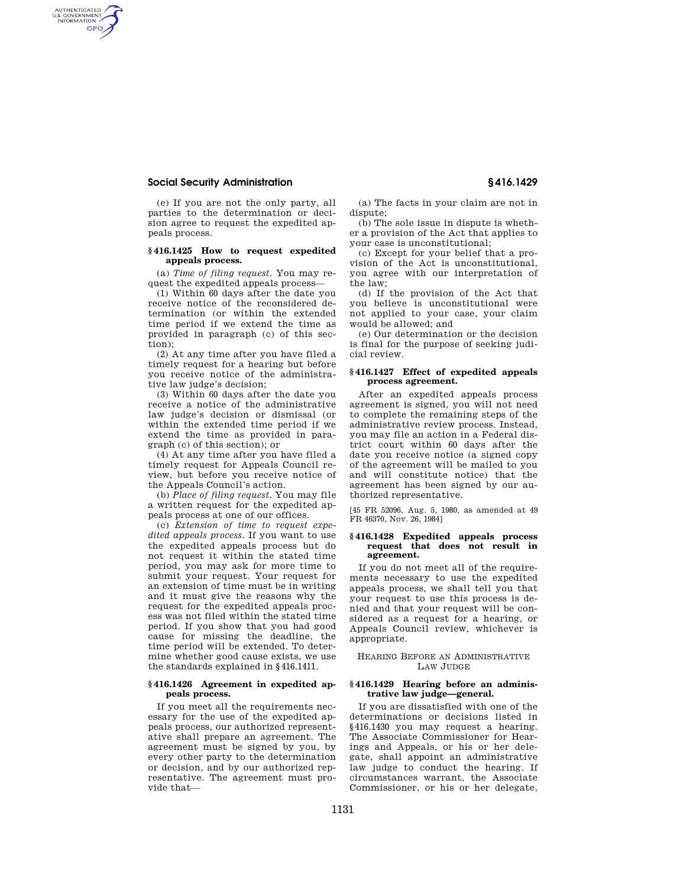(e) If you are not the only party, all parties to the determination or decision agree to request the expedited appeals process.

### § 416.1425 How to request expedited appeals process.

(a) *Time of filing request.* You may request the expedited appeals process—

(1) Within 60 days after the date you receive notice of the reconsidered determination (or within the extended time period if we extend the time as provided in paragraph (c) of this section);

(2) At any time after you have filed a timely request for a hearing but before you receive notice of the administrative law judge's decision;

(3) Within 60 days after the date you receive a notice of the administrative law judge's decision or dismissal (or within the extended time period if we extend the time as provided in paragraph (c) of this section); or

(4) At any time after you have filed a timely request for Appeals Council review, but before you receive notice of the Appeals Council's action.

(b) *Place of filing request.* You may file a written request for the expedited appeals process at one of our offices.

(c) *Extension of time to request expedited appeals process.* If you want to use the expedited appeals process but do not request it within the stated time period, you may ask for more time to submit your request. Your request for an extension of time must be in writing and it must give the reasons why the request for the expedited appeals process was not filed within the stated time period. If you show that you had good cause for missing the deadline, the time period will be extended. To determine whether good cause exists, we use the standards explained in § 416.1411.

### § 416.1426 Agreement in expedited appeals process.

If you meet all the requirements necessary for the use of the expedited appeals process, our authorized representative shall prepare an agreement. The agreement must be signed by you, by every other party to the determination or decision, and by our authorized representative. The agreement must provide that—

(a) The facts in your claim are not in dispute;

(b) The sole issue in dispute is whether a provision of the Act that applies to your case is unconstitutional;

(c) Except for your belief that a provision of the Act is unconstitutional, you agree with our interpretation of the law;

(d) If the provision of the Act that you believe is unconstitutional were not applied to your case, your claim would be allowed; and

(e) Our determination or the decision is final for the purpose of seeking judicial review.

### § 416.1427 Effect of expedited appeals process agreement.

After an expedited appeals process agreement is signed, you will not need to complete the remaining steps of the administrative review process. Instead, you may file an action in a Federal district court within 60 days after the date you receive notice (a signed copy of the agreement will be mailed to you and will constitute notice) that the agreement has been signed by our authorized representative.

[45 FR 52096, Aug. 5, 1980, as amended at 49 FR 46370, Nov. 26, 1984]

### § 416.1428 Expedited appeals process request that does not result in agreement.

If you do not meet all of the requirements necessary to use the expedited appeals process, we shall tell you that your request to use this process is denied and that your request will be considered as a request for a hearing, or Appeals Council review, whichever is appropriate.

## Hearing Before an Administrative Law Judge

### § 416.1429 Hearing before an administrative law judge—general.

If you are dissatisfied with one of the determinations or decisions listed in § 416.1430 you may request a hearing. The Associate Commissioner for Hearings and Appeals, or his or her delegate, shall appoint an administrative law judge to conduct the hearing. If circumstances warrant, the Associate Commissioner, or his or her delegate,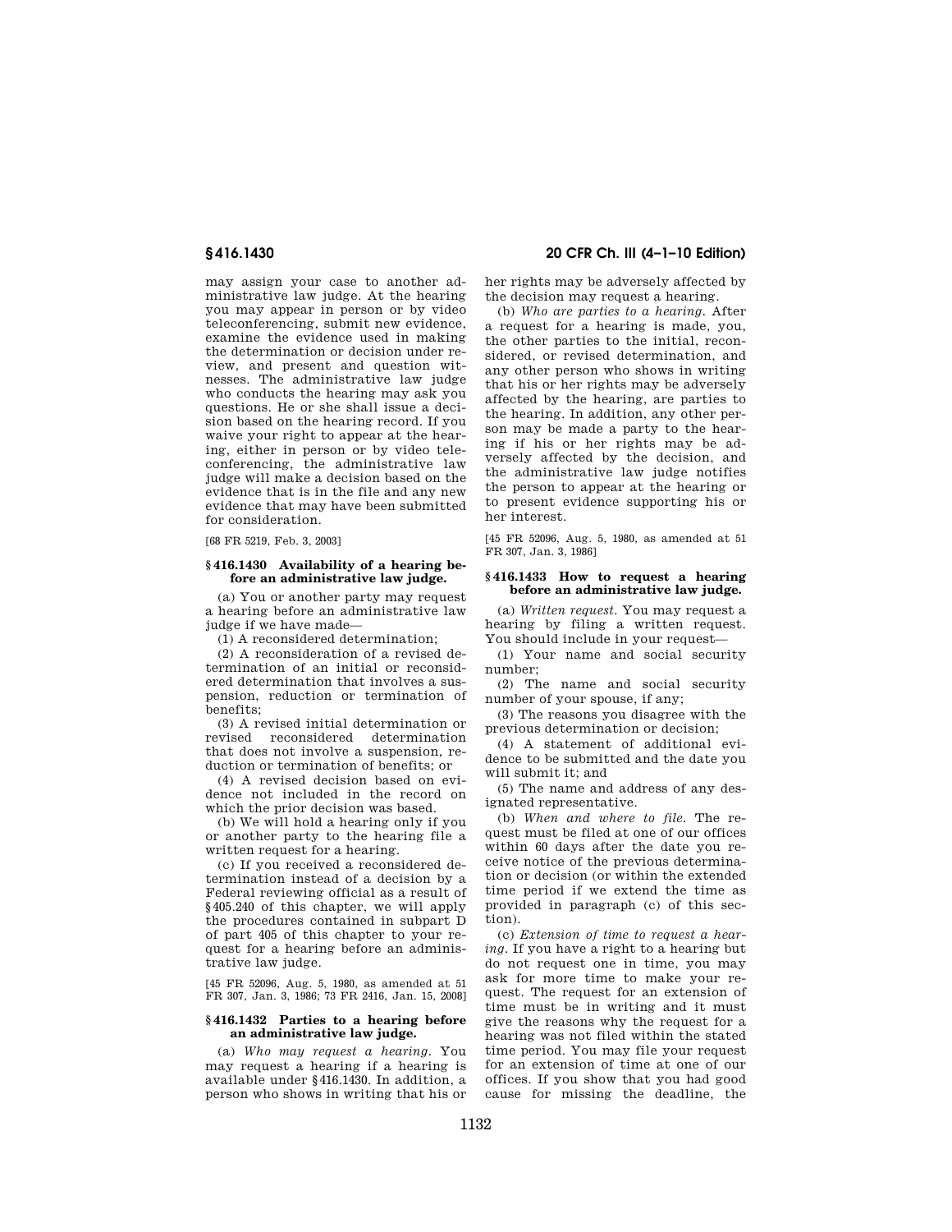may assign your case to another administrative law judge. At the hearing you may appear in person or by video teleconferencing, submit new evidence, examine the evidence used in making the determination or decision under review, and present and question witnesses. The administrative law judge who conducts the hearing may ask you questions. He or she shall issue a decision based on the hearing record. If you waive your right to appear at the hearing, either in person or by video teleconferencing, the administrative law judge will make a decision based on the evidence that is in the file and any new evidence that may have been submitted for consideration.

[68 FR 5219, Feb. 3, 2003]

### § 416.1430 Availability of a hearing before an administrative law judge.

(a) You or another party may request a hearing before an administrative law judge if we have made—

(1) A reconsidered determination;

(2) A reconsideration of a revised determination of an initial or reconsidered determination that involves a suspension, reduction or termination of benefits;

(3) A revised initial determination or revised reconsidered determination that does not involve a suspension, reduction or termination of benefits; or

(4) A revised decision based on evidence not included in the record on which the prior decision was based.

(b) We will hold a hearing only if you or another party to the hearing file a written request for a hearing.

(c) If you received a reconsidered determination instead of a decision by a Federal reviewing official as a result of § 405.240 of this chapter, we will apply the procedures contained in subpart D of part 405 of this chapter to your request for a hearing before an administrative law judge.

[45 FR 52096, Aug. 5, 1980, as amended at 51 FR 307, Jan. 3, 1986; 73 FR 2416, Jan. 15, 2008]

### § 416.1432 Parties to a hearing before an administrative law judge.

(a) *Who may request a hearing.* You may request a hearing if a hearing is available under § 416.1430. In addition, a person who shows in writing that his or her rights may be adversely affected by the decision may request a hearing.

(b) *Who are parties to a hearing.* After a request for a hearing is made, you, the other parties to the initial, reconsidered, or revised determination, and any other person who shows in writing that his or her rights may be adversely affected by the hearing, are parties to the hearing. In addition, any other person may be made a party to the hearing if his or her rights may be adversely affected by the decision, and the administrative law judge notifies the person to appear at the hearing or to present evidence supporting his or her interest.

[45 FR 52096, Aug. 5, 1980, as amended at 51 FR 307, Jan. 3, 1986]

### § 416.1433 How to request a hearing before an administrative law judge.

(a) *Written request.* You may request a hearing by filing a written request. You should include in your request—

(1) Your name and social security number;

(2) The name and social security number of your spouse, if any;

(3) The reasons you disagree with the previous determination or decision;

(4) A statement of additional evidence to be submitted and the date you will submit it; and

(5) The name and address of any designated representative.

(b) *When and where to file.* The request must be filed at one of our offices within 60 days after the date you receive notice of the previous determination or decision (or within the extended time period if we extend the time as provided in paragraph (c) of this section).

(c) *Extension of time to request a hearing.* If you have a right to a hearing but do not request one in time, you may ask for more time to make your request. The request for an extension of time must be in writing and it must give the reasons why the request for a hearing was not filed within the stated time period. You may file your request for an extension of time at one of our offices. If you show that you had good cause for missing the deadline, the